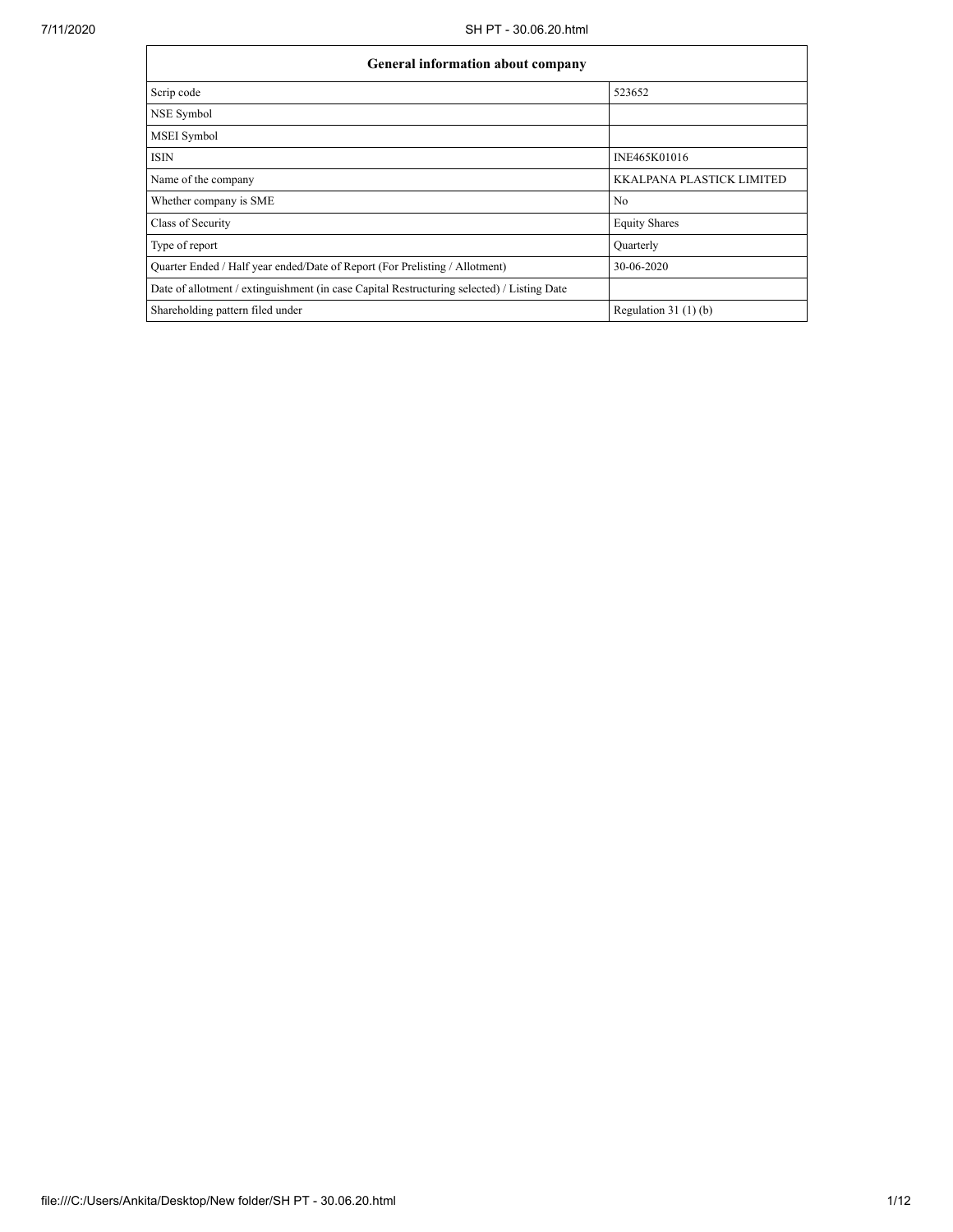| General information about company | |
| --- | --- |
| Scrip code | 523652 |
| NSE Symbol | |
| MSEI Symbol | |
| ISIN | INE465K01016 |
| Name of the company | KKALPANA PLASTICK LIMITED |
| Whether company is SME | No |
| Class of Security | Equity Shares |
| Type of report | Quarterly |
| Quarter Ended / Half year ended/Date of Report (For Prelisting / Allotment) | 30-06-2020 |
| Date of allotment / extinguishment (in case Capital Restructuring selected) / Listing Date | |
| Shareholding pattern filed under | Regulation 31 (1) (b) |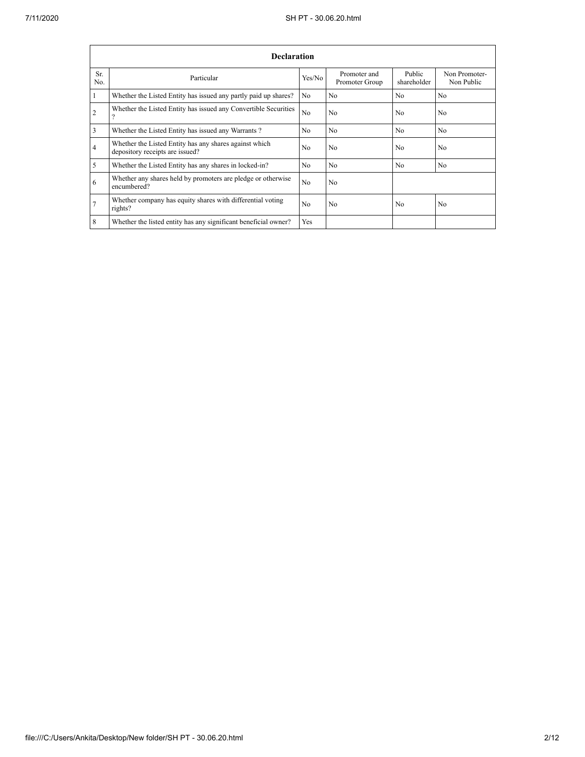| Declaration | | | | | |
|---|---|---|---|---|---|
| Sr. No. | Particular | Yes/No | Promoter and Promoter Group | Public shareholder | Non Promoter- Non Public |
| 1 | Whether the Listed Entity has issued any partly paid up shares? | No | No | No | No |
| 2 | Whether the Listed Entity has issued any Convertible Securities ? | No | No | No | No |
| 3 | Whether the Listed Entity has issued any Warrants ? | No | No | No | No |
| 4 | Whether the Listed Entity has any shares against which depository receipts are issued? | No | No | No | No |
| 5 | Whether the Listed Entity has any shares in locked-in? | No | No | No | No |
| 6 | Whether any shares held by promoters are pledge or otherwise encumbered? | No | No | | |
| 7 | Whether company has equity shares with differential voting rights? | No | No | No | No |
| 8 | Whether the listed entity has any significant beneficial owner? | Yes | | | |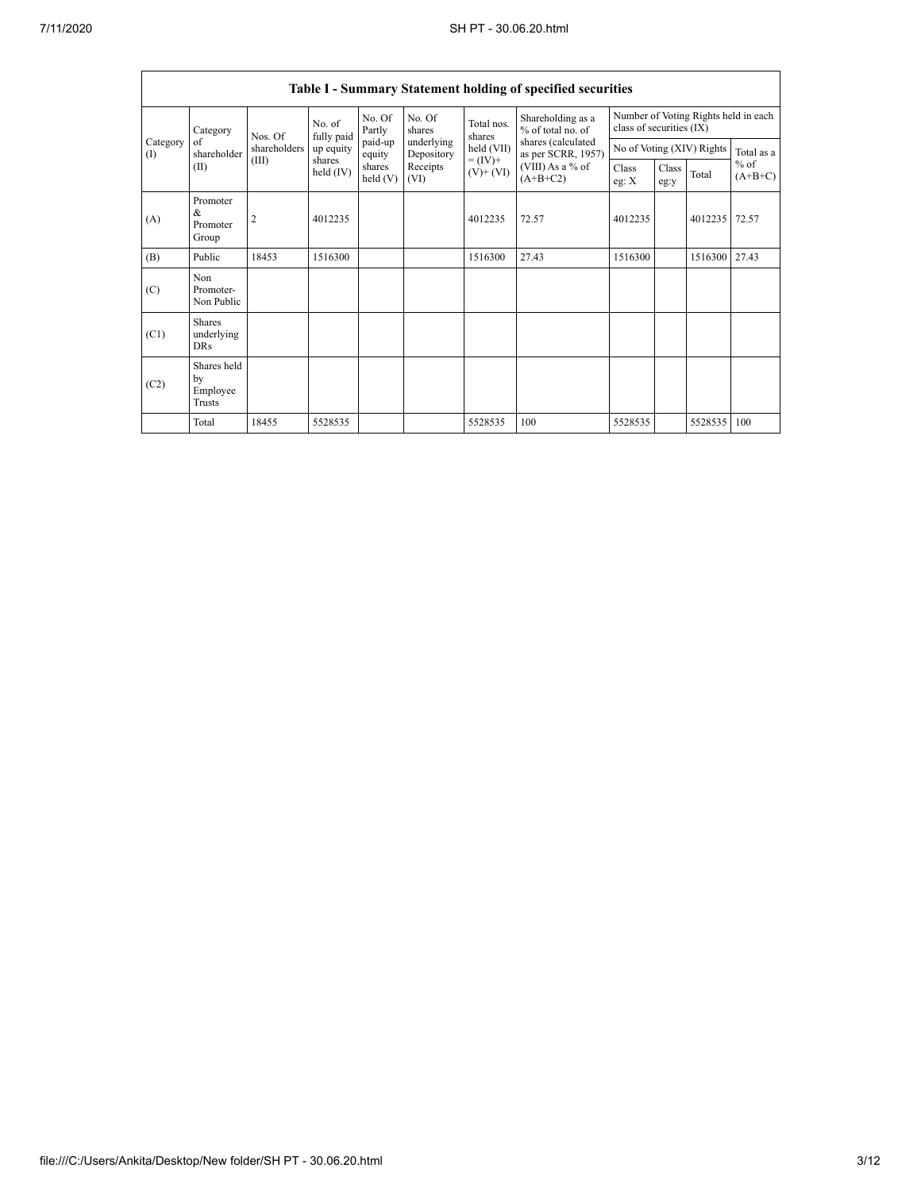## Table I - Summary Statement holding of specified securities

| Category (I) | Category of shareholder (II) | Nos. Of shareholders (III) | No. of fully paid up equity shares held (IV) | No. Of Partly paid-up equity shares held (V) | No. Of shares underlying Depository Receipts (VI) | Total nos. shares held (VII) = (IV)+ (V)+ (VI) | Shareholding as a % of total no. of shares (calculated as per SCRR, 1957) (VIII) As a % of (A+B+C2) | Number of Voting Rights held in each class of securities (IX) | | | |
|---|---|---|---|---|---|---|---|---|---|---|---|
| | | | | | | | | No of Voting (XIV) Rights | | | Total as a % of (A+B+C) |
| | | | | | | | | Class eg: X | Class eg:y | Total | |
| (A) | Promoter & Promoter Group | 2 | 4012235 | | | 4012235 | 72.57 | 4012235 | | 4012235 | 72.57 |
| (B) | Public | 18453 | 1516300 | | | 1516300 | 27.43 | 1516300 | | 1516300 | 27.43 |
| (C) | Non Promoter- Non Public | | | | | | | | | | |
| (C1) | Shares underlying DRs | | | | | | | | | | |
| (C2) | Shares held by Employee Trusts | | | | | | | | | | |
| | Total | 18455 | 5528535 | | | 5528535 | 100 | 5528535 | | 5528535 | 100 |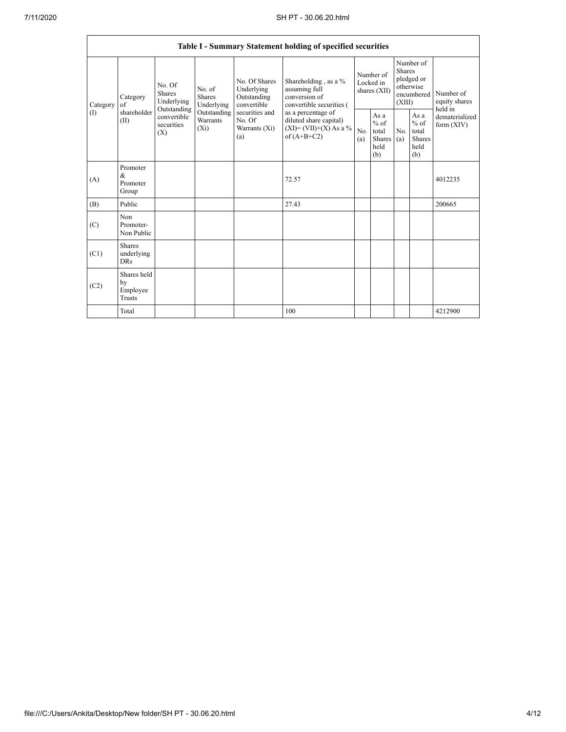| Table I - Summary Statement holding of specified securities | | | | | | | | | | |
|---|---|---|---|---|---|---|---|---|---|---|
| Category (I) | Category of shareholder (II) | No. Of Shares Underlying Outstanding convertible securities (X) | No. of Shares Underlying Outstanding Warrants (Xi) | No. Of Shares Underlying Outstanding convertible securities and No. Of Warrants (Xi) (a) | Shareholding , as a % assuming full conversion of convertible securities ( as a percentage of diluted share capital) (XI)= (VII)+(X) As a % of (A+B+C2) | Number of Locked in shares (XII) | | Number of Shares pledged or otherwise encumbered (XIII) | | Number of equity shares held in dematerialized form (XIV) |
| | | | | | | No. (a) | As a % of total Shares held (b) | No. (a) | As a % of total Shares held (b) | |
| (A) | Promoter & Promoter Group | | | | 72.57 | | | | | 4012235 |
| (B) | Public | | | | 27.43 | | | | | 200665 |
| (C) | Non Promoter- Non Public | | | | | | | | | |
| (C1) | Shares underlying DRs | | | | | | | | | |
| (C2) | Shares held by Employee Trusts | | | | | | | | | |
| | Total | | | | 100 | | | | | 4212900 |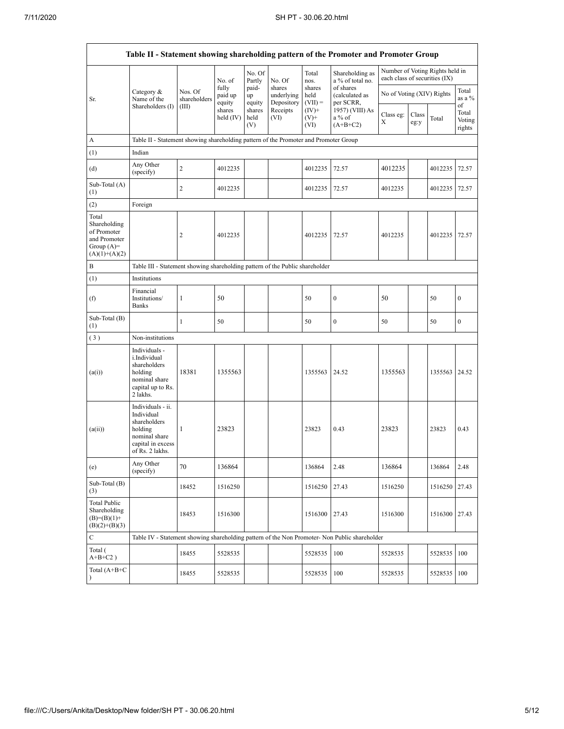| Table II - Statement showing shareholding pattern of the Promoter and Promoter Group | | | | | | | | | | | | |
|---|---|---|---|---|---|---|---|---|---|---|---|---|
| Sr. | Category & Name of the Shareholders (I) | Nos. Of shareholders (III) | No. of fully paid up equity shares held (IV) | No. Of Partly paid-up equity shares held (V) | No. Of shares underlying Depository Receipts (VI) | Total nos. shares held (VII) = (IV)+ (V)+ (VI) | Shareholding as a % of total no. of shares (calculated as per SCRR, 1957) (VIII) As a % of (A+B+C2) | Number of Voting Rights held in each class of securities (IX) | | | |
| | | | | | | | | No of Voting (XIV) Rights | | | Total as a % of Total Voting rights |
| | | | | | | | | Class eg: X | Class eg:y | Total | |
| A | Table II - Statement showing shareholding pattern of the Promoter and Promoter Group | | | | | | | | | | |
| (1) | Indian | | | | | | | | | | |
| (d) | Any Other (specify) | 2 | 4012235 | | | 4012235 | 72.57 | 4012235 | | 4012235 | 72.57 |
| Sub-Total (A)(1) | | 2 | 4012235 | | | 4012235 | 72.57 | 4012235 | | 4012235 | 72.57 |
| (2) | Foreign | | | | | | | | | | |
| Total Shareholding of Promoter and Promoter Group (A)=(A)(1)+(A)(2) | | 2 | 4012235 | | | 4012235 | 72.57 | 4012235 | | 4012235 | 72.57 |
| B | Table III - Statement showing shareholding pattern of the Public shareholder | | | | | | | | | | |
| (1) | Institutions | | | | | | | | | | |
| (f) | Financial Institutions/ Banks | 1 | 50 | | | 50 | 0 | 50 | | 50 | 0 |
| Sub-Total (B)(1) | | 1 | 50 | | | 50 | 0 | 50 | | 50 | 0 |
| ( 3 ) | Non-institutions | | | | | | | | | | |
| (a(i)) | Individuals - i.Individual shareholders holding nominal share capital up to Rs. 2 lakhs. | 18381 | 1355563 | | | 1355563 | 24.52 | 1355563 | | 1355563 | 24.52 |
| (a(ii)) | Individuals - ii. Individual shareholders holding nominal share capital in excess of Rs. 2 lakhs. | 1 | 23823 | | | 23823 | 0.43 | 23823 | | 23823 | 0.43 |
| (e) | Any Other (specify) | 70 | 136864 | | | 136864 | 2.48 | 136864 | | 136864 | 2.48 |
| Sub-Total (B)(3) | | 18452 | 1516250 | | | 1516250 | 27.43 | 1516250 | | 1516250 | 27.43 |
| Total Public Shareholding (B)=(B)(1)+(B)(2)+(B)(3) | | 18453 | 1516300 | | | 1516300 | 27.43 | 1516300 | | 1516300 | 27.43 |
| C | Table IV - Statement showing shareholding pattern of the Non Promoter- Non Public shareholder | | | | | | | | | | |
| Total ( A+B+C2 ) | | 18455 | 5528535 | | | 5528535 | 100 | 5528535 | | 5528535 | 100 |
| Total (A+B+C ) | | 18455 | 5528535 | | | 5528535 | 100 | 5528535 | | 5528535 | 100 |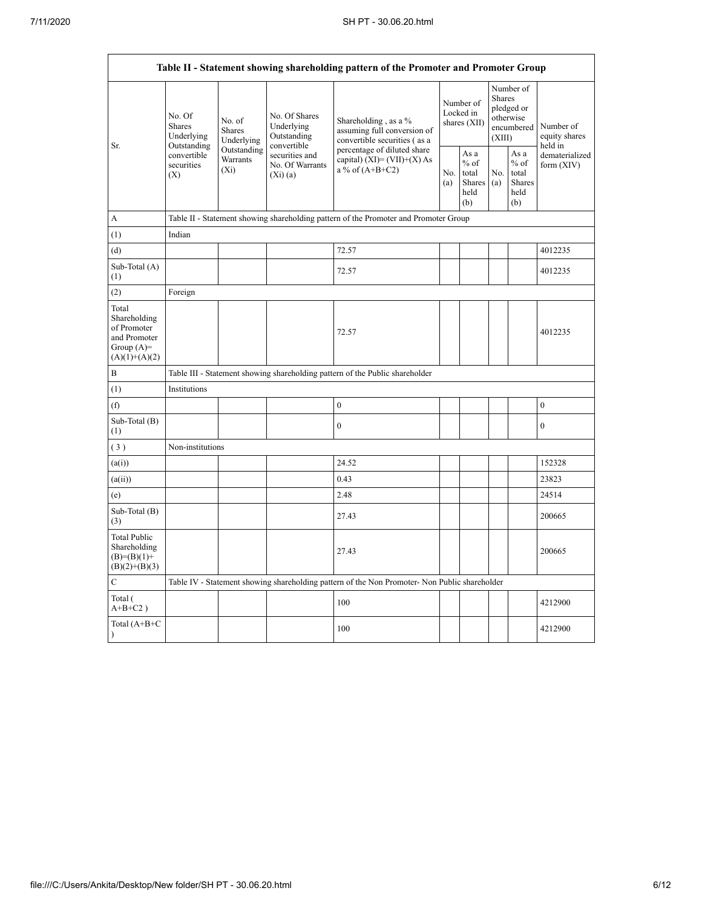| Table II - Statement showing shareholding pattern of the Promoter and Promoter Group | | | | | | | | | |
|---|---|---|---|---|---|---|---|---|---|
| Sr. | No. Of Shares Underlying Outstanding convertible securities (X) | No. of Shares Underlying Outstanding Warrants (Xi) | No. Of Shares Underlying Outstanding convertible securities and No. Of Warrants (Xi) (a) | Shareholding , as a % assuming full conversion of convertible securities ( as a percentage of diluted share capital) (XI)= (VII)+(X) As a % of (A+B+C2) | Number of Locked in shares (XII) | | Number of Shares pledged or otherwise encumbered (XIII) | | Number of equity shares held in dematerialized form (XIV) |
| | | | | | No. (a) | As a % of total Shares held (b) | No. (a) | As a % of total Shares held (b) | |
| A | Table II - Statement showing shareholding pattern of the Promoter and Promoter Group | | | | | | | | |
| (1) | Indian | | | | | | | | |
| (d) | | | | 72.57 | | | | | 4012235 |
| Sub-Total (A) (1) | | | | 72.57 | | | | | 4012235 |
| (2) | Foreign | | | | | | | | |
| Total Shareholding of Promoter and Promoter Group (A)= (A)(1)+(A)(2) | | | | 72.57 | | | | | 4012235 |
| B | Table III - Statement showing shareholding pattern of the Public shareholder | | | | | | | | |
| (1) | Institutions | | | | | | | | |
| (f) | | | | 0 | | | | | 0 |
| Sub-Total (B) (1) | | | | 0 | | | | | 0 |
| ( 3 ) | Non-institutions | | | | | | | | |
| (a(i)) | | | | 24.52 | | | | | 152328 |
| (a(ii)) | | | | 0.43 | | | | | 23823 |
| (e) | | | | 2.48 | | | | | 24514 |
| Sub-Total (B) (3) | | | | 27.43 | | | | | 200665 |
| Total Public Shareholding (B)=(B)(1)+ (B)(2)+(B)(3) | | | | 27.43 | | | | | 200665 |
| C | Table IV - Statement showing shareholding pattern of the Non Promoter- Non Public shareholder | | | | | | | | |
| Total ( A+B+C2 ) | | | | 100 | | | | | 4212900 |
| Total (A+B+C ) | | | | 100 | | | | | 4212900 |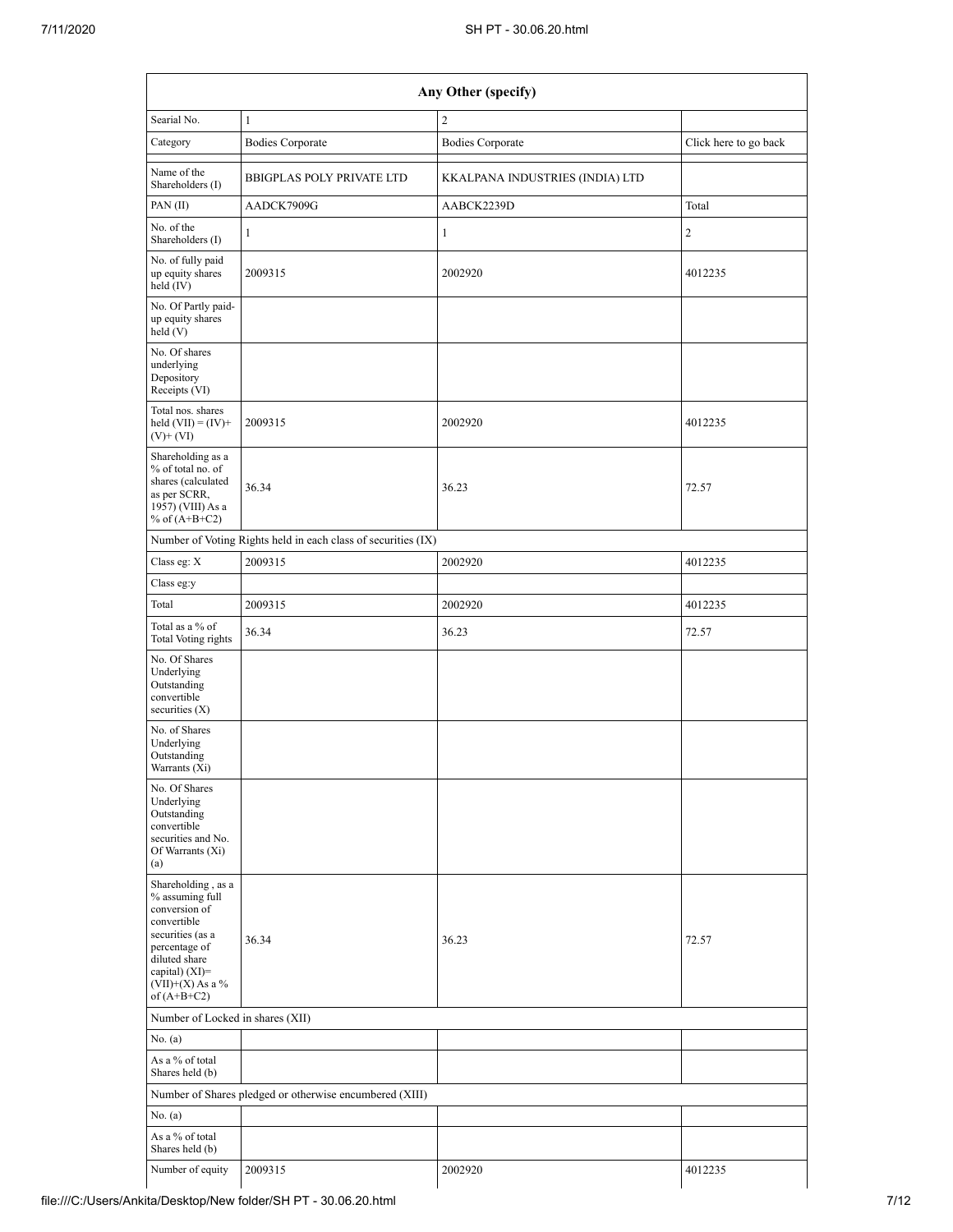| Any Other (specify) | | | |
|---|---|---|---|
| Searial No. | 1 | 2 | |
| Category | Bodies Corporate | Bodies Corporate | Click here to go back |
| Name of the Shareholders (I) | BBIGPLAS POLY PRIVATE LTD | KKALPANA INDUSTRIES (INDIA) LTD | |
| PAN (II) | AADCK7909G | AABCK2239D | Total |
| No. of the Shareholders (I) | 1 | 1 | 2 |
| No. of fully paid up equity shares held (IV) | 2009315 | 2002920 | 4012235 |
| No. Of Partly paid-up equity shares held (V) | | | |
| No. Of shares underlying Depository Receipts (VI) | | | |
| Total nos. shares held (VII) = (IV)+ (V)+ (VI) | 2009315 | 2002920 | 4012235 |
| Shareholding as a % of total no. of shares (calculated as per SCRR, 1957) (VIII) As a % of (A+B+C2) | 36.34 | 36.23 | 72.57 |
| Number of Voting Rights held in each class of securities (IX) | | | |
| Class eg: X | 2009315 | 2002920 | 4012235 |
| Class eg:y | | | |
| Total | 2009315 | 2002920 | 4012235 |
| Total as a % of Total Voting rights | 36.34 | 36.23 | 72.57 |
| No. Of Shares Underlying Outstanding convertible securities (X) | | | |
| No. of Shares Underlying Outstanding Warrants (Xi) | | | |
| No. Of Shares Underlying Outstanding convertible securities and No. Of Warrants (Xi) (a) | | | |
| Shareholding , as a % assuming full conversion of convertible securities (as a percentage of diluted share capital) (XI)= (VII)+(X) As a % of (A+B+C2) | 36.34 | 36.23 | 72.57 |
| Number of Locked in shares (XII) | | | |
| No. (a) | | | |
| As a % of total Shares held (b) | | | |
| Number of Shares pledged or otherwise encumbered (XIII) | | | |
| No. (a) | | | |
| As a % of total Shares held (b) | | | |
| Number of equity | 2009315 | 2002920 | 4012235 |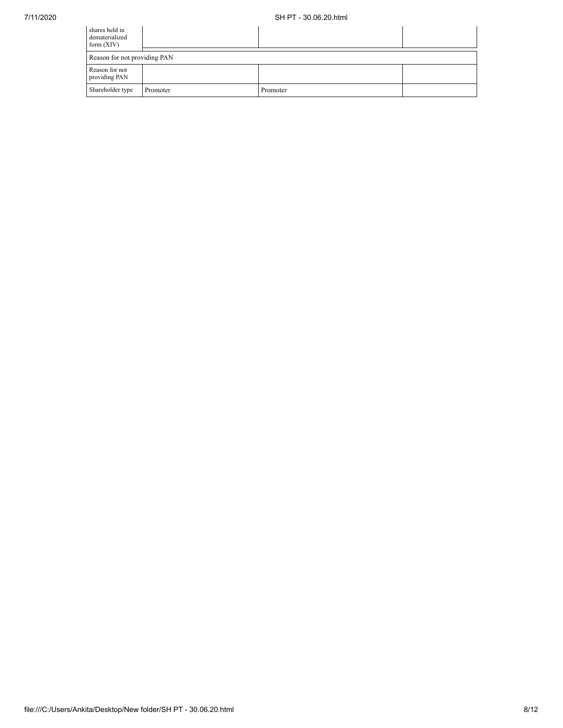| | | | |
|---|---|---|---|
| shares held in dematerialized form (XIV) | | | |
| Reason for not providing PAN | | | |
| Reason for not providing PAN | | | |
| Shareholder type | Promoter | Promoter | |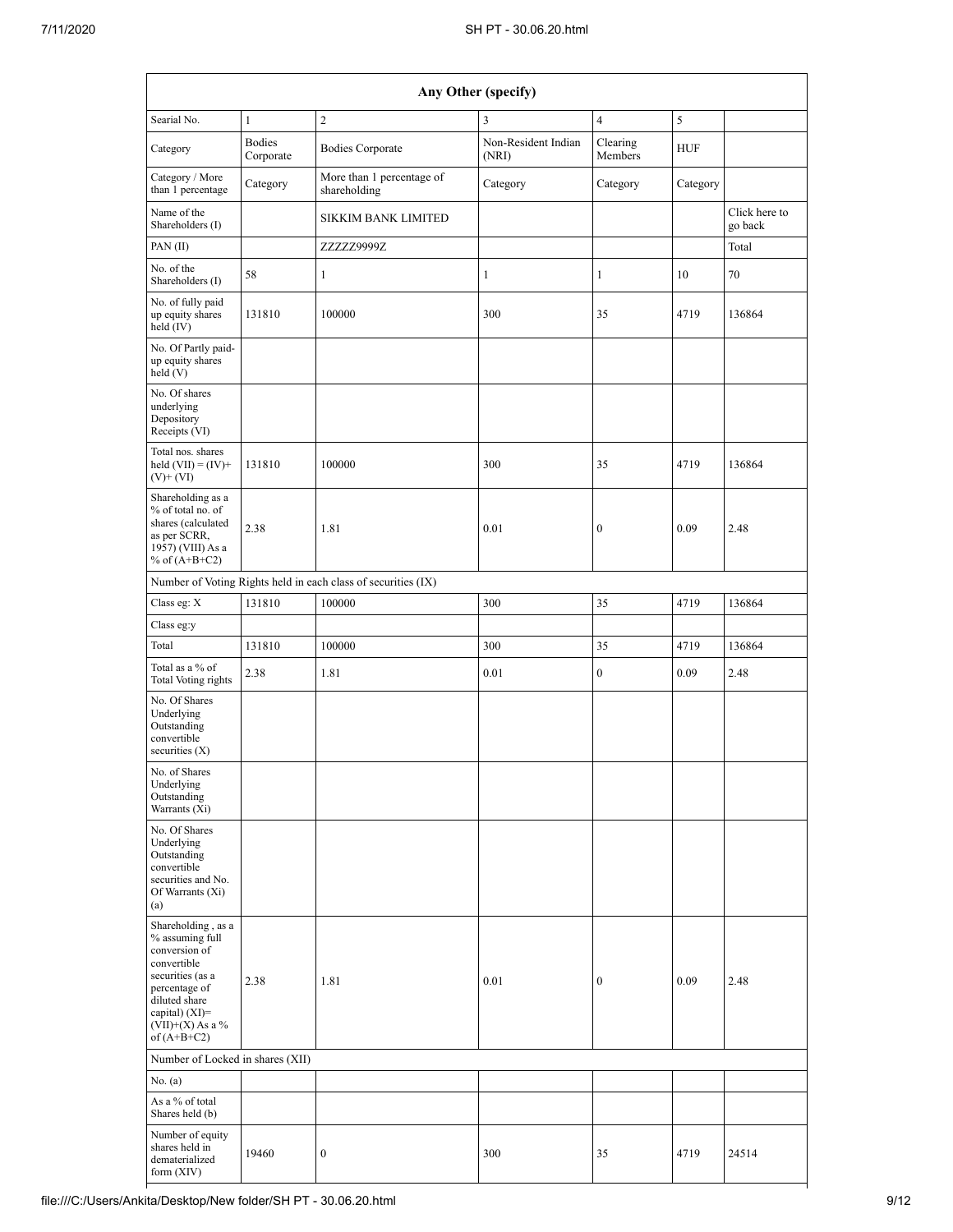| Any Other (specify) | | | | | | |
|---|---|---|---|---|---|---|
| Searial No. | 1 | 2 | 3 | 4 | 5 | |
| Category | Bodies Corporate | Bodies Corporate | Non-Resident Indian (NRI) | Clearing Members | HUF | |
| Category / More than 1 percentage | Category | More than 1 percentage of shareholding | Category | Category | Category | |
| Name of the Shareholders (I) | | SIKKIM BANK LIMITED | | | | Click here to go back |
| PAN (II) | | ZZZZZ9999Z | | | | Total |
| No. of the Shareholders (I) | 58 | 1 | 1 | 1 | 10 | 70 |
| No. of fully paid up equity shares held (IV) | 131810 | 100000 | 300 | 35 | 4719 | 136864 |
| No. Of Partly paid-up equity shares held (V) | | | | | | |
| No. Of shares underlying Depository Receipts (VI) | | | | | | |
| Total nos. shares held (VII) = (IV)+(V)+ (VI) | 131810 | 100000 | 300 | 35 | 4719 | 136864 |
| Shareholding as a % of total no. of shares (calculated as per SCRR, 1957) (VIII) As a % of (A+B+C2) | 2.38 | 1.81 | 0.01 | 0 | 0.09 | 2.48 |
| Number of Voting Rights held in each class of securities (IX) | | | | | | |
| Class eg: X | 131810 | 100000 | 300 | 35 | 4719 | 136864 |
| Class eg:y | | | | | | |
| Total | 131810 | 100000 | 300 | 35 | 4719 | 136864 |
| Total as a % of Total Voting rights | 2.38 | 1.81 | 0.01 | 0 | 0.09 | 2.48 |
| No. Of Shares Underlying Outstanding convertible securities (X) | | | | | | |
| No. of Shares Underlying Outstanding Warrants (Xi) | | | | | | |
| No. Of Shares Underlying Outstanding convertible securities and No. Of Warrants (Xi) (a) | | | | | | |
| Shareholding , as a % assuming full conversion of convertible securities (as a percentage of diluted share capital) (XI)= (VII)+(X) As a % of (A+B+C2) | 2.38 | 1.81 | 0.01 | 0 | 0.09 | 2.48 |
| Number of Locked in shares (XII) | | | | | | |
| No. (a) | | | | | | |
| As a % of total Shares held (b) | | | | | | |
| Number of equity shares held in dematerialized form (XIV) | 19460 | 0 | 300 | 35 | 4719 | 24514 |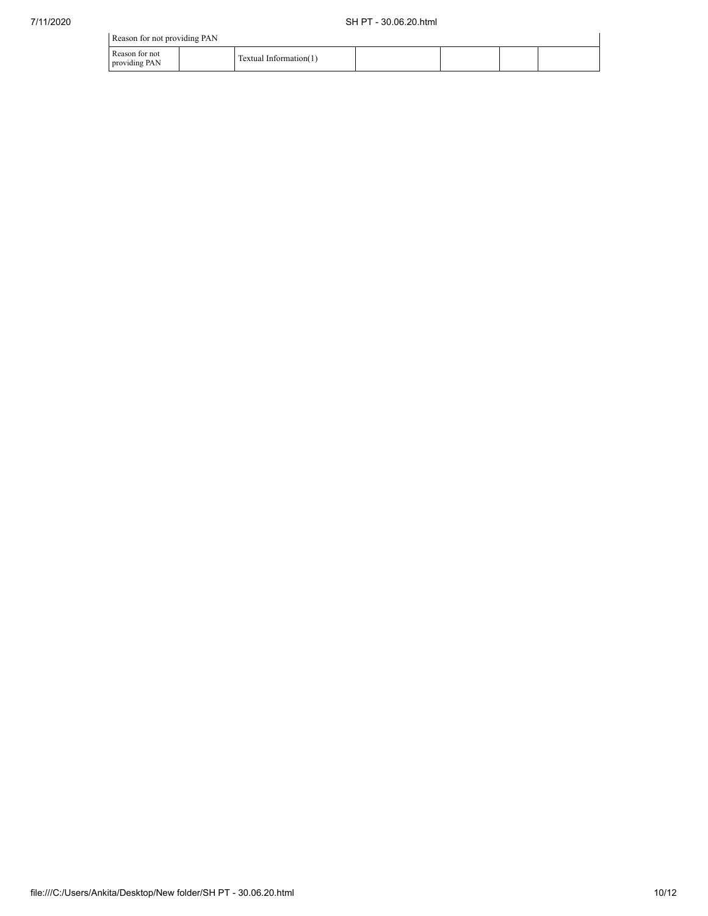| Reason for not providing PAN | | | | | | |
|---|---|---|---|---|---|---|
| Reason for not providing PAN | | Textual Information(1) | | | | |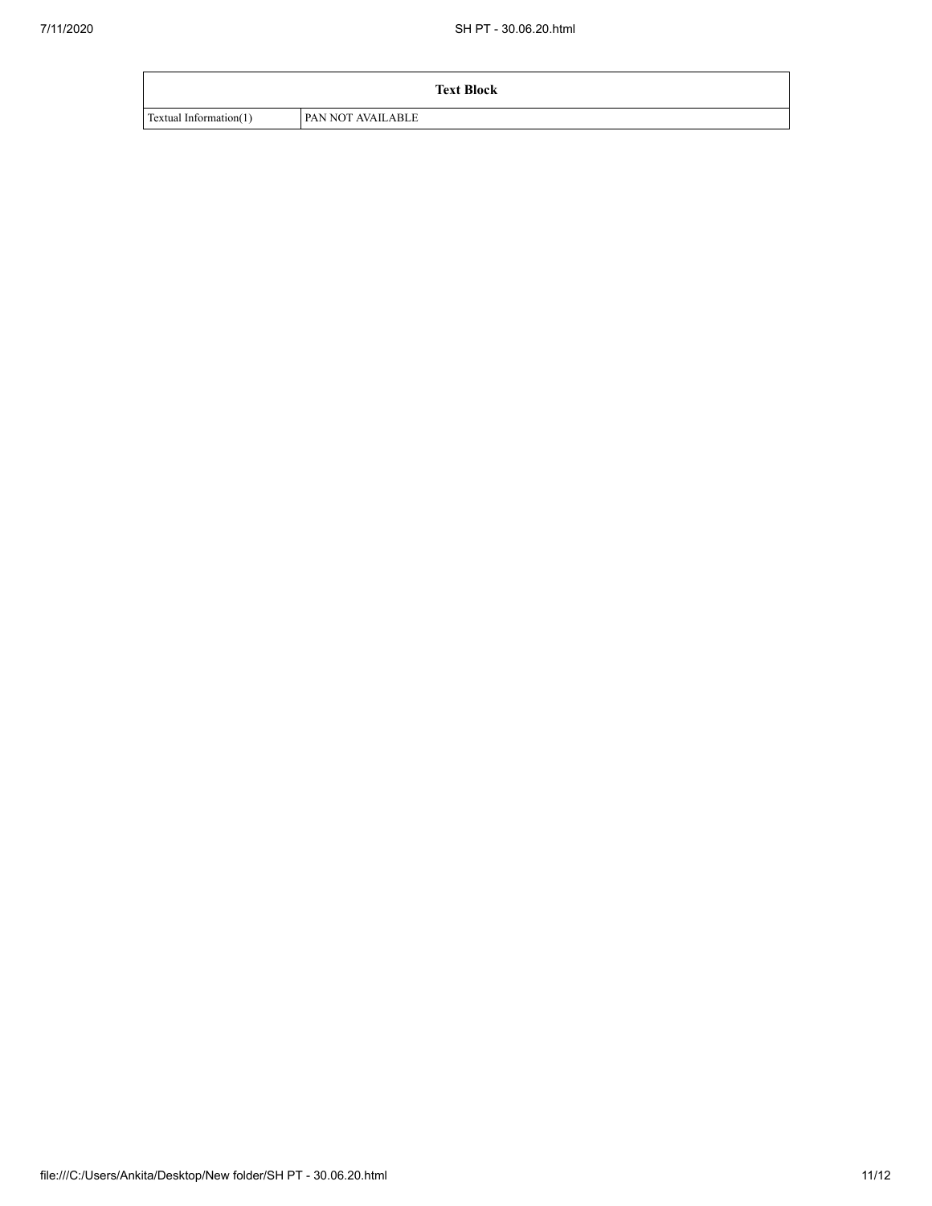| Text Block | |
| --- | --- |
| Textual Information(1) | PAN NOT AVAILABLE |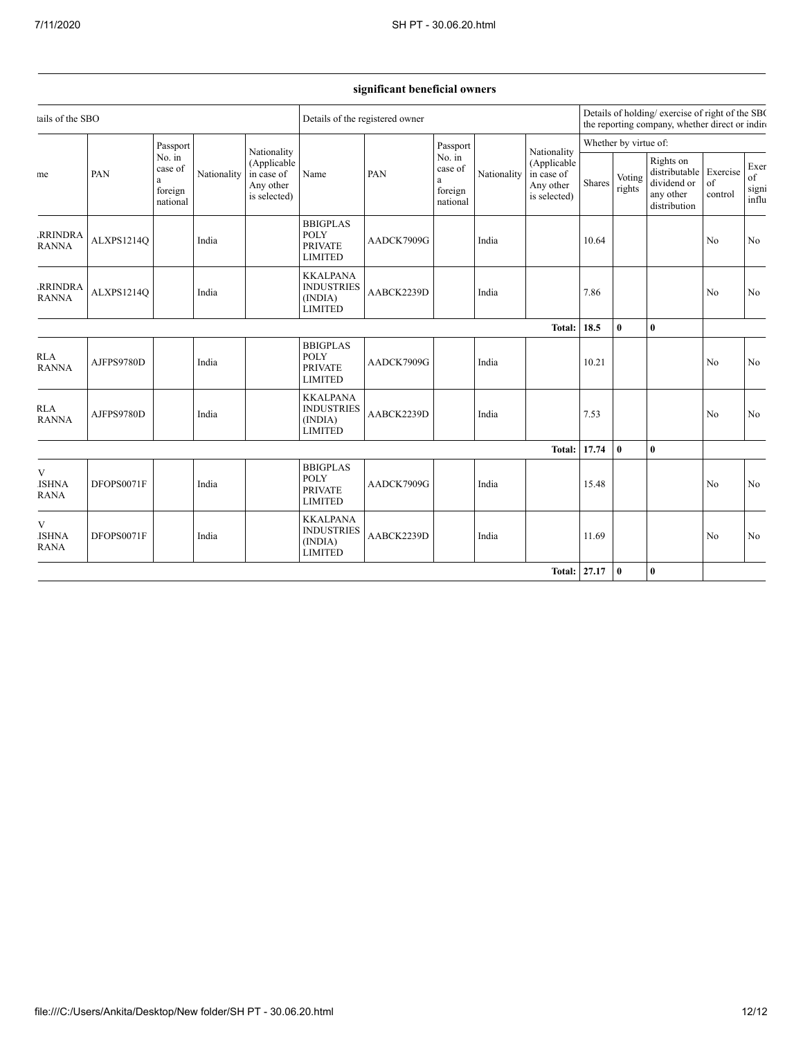## significant beneficial owners

| tails of the SBO | | | | | Details of the registered owner | | | | | Details of holding/ exercise of right of the SBO the reporting company, whether direct or indir | | | | |
|---|---|---|---|---|---|---|---|---|---|---|---|---|---|---|
| | | | | | | | | | | Whether by virtue of: | | | | |
| me | PAN | Passport No. in case of a foreign national | Nationality | Nationality (Applicable in case of Any other is selected) | Name | PAN | Passport No. in case of a foreign national | Nationality | Nationality (Applicable in case of Any other is selected) | Shares | Voting rights | Rights on distributable dividend or any other distribution | Exercise of control | Exer of signi influ |
| .RRINDRA RANNA | ALXPS1214Q | | India | | BBIGPLAS POLY PRIVATE LIMITED | AADCK7909G | | India | | 10.64 | | | No | No |
| .RRINDRA RANNA | ALXPS1214Q | | India | | KKALPANA INDUSTRIES (INDIA) LIMITED | AABCK2239D | | India | | 7.86 | | | No | No |
| | | | | | | | | | Total: | 18.5 | 0 | 0 | | |
| RLA RANNA | AJFPS9780D | | India | | BBIGPLAS POLY PRIVATE LIMITED | AADCK7909G | | India | | 10.21 | | | No | No |
| RLA RANNA | AJFPS9780D | | India | | KKALPANA INDUSTRIES (INDIA) LIMITED | AABCK2239D | | India | | 7.53 | | | No | No |
| | | | | | | | | | Total: | 17.74 | 0 | 0 | | |
| V .ISHNA RANA | DFOPS0071F | | India | | BBIGPLAS POLY PRIVATE LIMITED | AADCK7909G | | India | | 15.48 | | | No | No |
| V .ISHNA RANA | DFOPS0071F | | India | | KKALPANA INDUSTRIES (INDIA) LIMITED | AABCK2239D | | India | | 11.69 | | | No | No |
| | | | | | | | | | Total: | 27.17 | 0 | 0 | | |